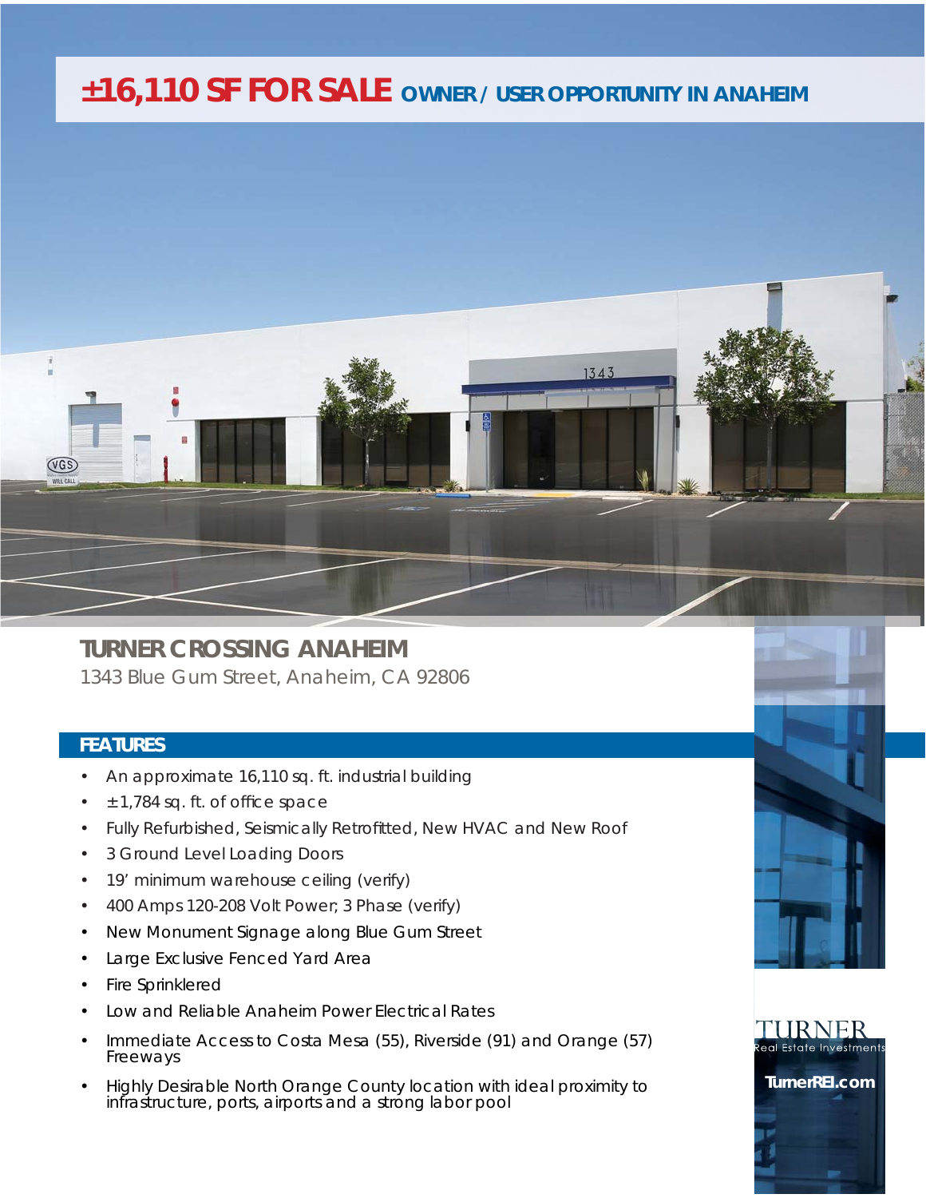# ±16,110 SF FOR SALE OWNER / USER OPPORTUNITY IN ANAHEIM

## TURNER CROSSING ANAHEIM

1343 Blue Gum Street, Anaheim, CA 92806

## FEATURES

- An approximate 16,110 sq. ft. industrial building
- ±1,784 sq. ft. of office space
- Fully Refurbished, Seismically Retrofitted, New HVAC and New Roof
- 3 Ground Level Loading Doors
- 19' minimum warehouse ceiling (verify)
- 400 Amps 120-208 Volt Power; 3 Phase (verify)
- New Monument Signage along Blue Gum Street
- Large Exclusive Fenced Yard Area
- Fire Sprinklered
- Low and Reliable Anaheim Power Electrical Rates
- Immediate Access to Costa Mesa (55), Riverside (91) and Orange (57) Freeways
- Highly Desirable North Orange County location with ideal proximity to infrastructure, ports, airports and a strong labor pool

TURNER Real Estate Investments

TurnerREI.com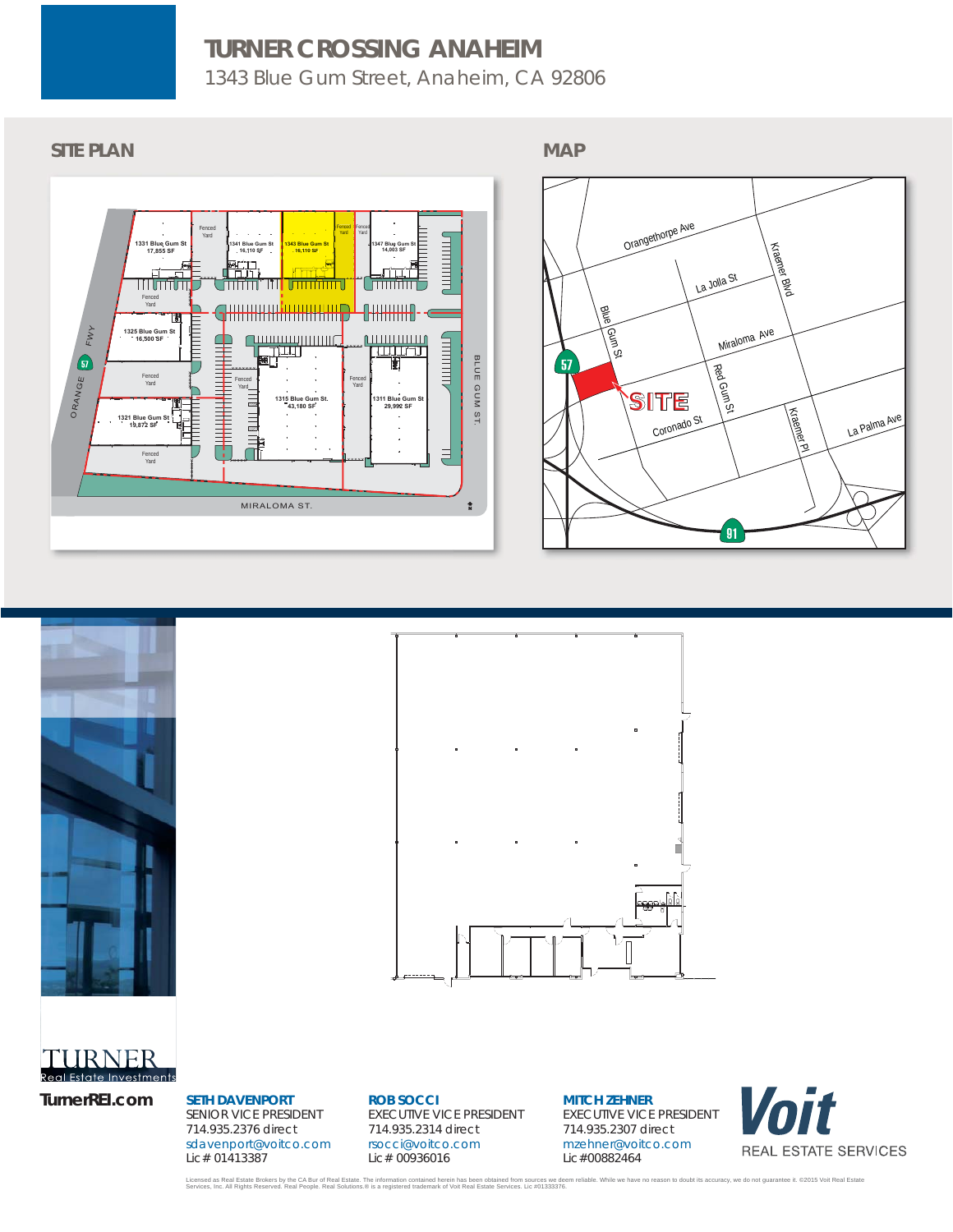# TURNER CROSSING ANAHEIM

1343 Blue Gum Street, Anaheim, CA 92806

## SITE PLAN

1331 Blue Gum St
17,855 SF

1341 Blue Gum St
16,110 SF

1343 Blue Gum St
16,110 SF

1347 Blue Gum St
14,003 SF

1325 Blue Gum St
16,500 SF

1315 Blue Gum St.
43,180 SF

1311 Blue Gum St
29,992 SF

1321 Blue Gum St
19,872 SF

Fenced Yard

ORANGE FWY

57

BLUE GUM ST.

MIRALOMA ST.

## MAP

Orangethorpe Ave

La Jolla St

Kraemer Blvd

Blue Gum St

Miraloma Ave

57

SITE

Red Gum St

Coronado St

Kraemer Pl

La Palma Ave

91

TURNER
Real Estate Investments

**TurnerREI.com**

**SETH DAVENPORT**
SENIOR VICE PRESIDENT
714.935.2376 direct
sdavenport@voitco.com
Lic # 01413387

**ROB SOCCI**
EXECUTIVE VICE PRESIDENT
714.935.2314 direct
rsocci@voitco.com
Lic # 00936016

**MITCH ZEHNER**
EXECUTIVE VICE PRESIDENT
714.935.2307 direct
mzehner@voitco.com
Lic #00882464

Voit
REAL ESTATE SERVICES

Licensed as Real Estate Brokers by the CA Bur of Real Estate. The information contained herein has been obtained from sources we deem reliable. While we have no reason to doubt its accuracy, we do not guarantee it. ©2015 Voit Real Estate Services, Inc. All Rights Reserved. Real People. Real Solutions.® is a registered trademark of Voit Real Estate Services. Lic.#01333376.